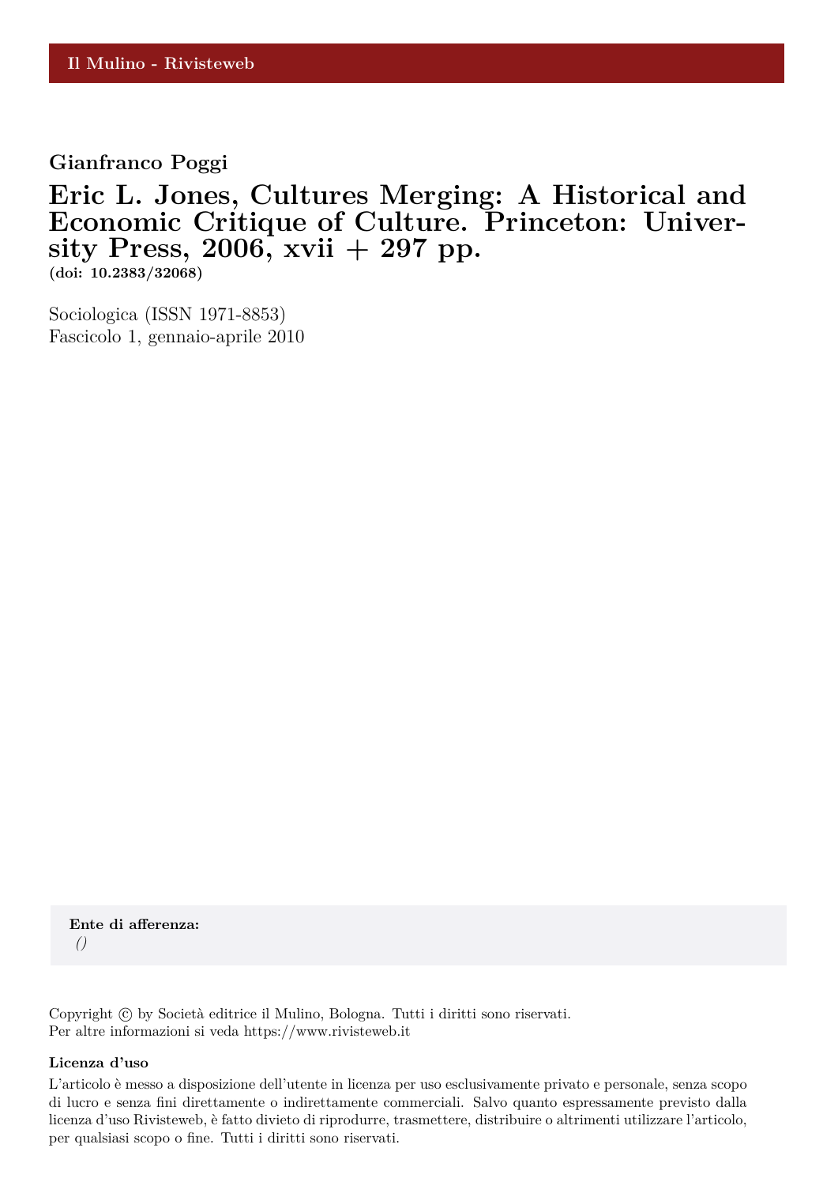Il Mulino - Rivisteweb

**Gianfranco Poggi**

# Eric L. Jones, Cultures Merging: A Historical and Economic Critique of Culture. Princeton: University Press, 2006, xvii + 297 pp.

**(doi: 10.2383/32068)**

Sociologica (ISSN 1971-8853)
Fascicolo 1, gennaio-aprile 2010

**Ente di afferenza:**
*()*

Copyright © by Società editrice il Mulino, Bologna. Tutti i diritti sono riservati.
Per altre informazioni si veda https://www.rivisteweb.it

**Licenza d'uso**

L'articolo è messo a disposizione dell'utente in licenza per uso esclusivamente privato e personale, senza scopo di lucro e senza fini direttamente o indirettamente commerciali. Salvo quanto espressamente previsto dalla licenza d'uso Rivisteweb, è fatto divieto di riprodurre, trasmettere, distribuire o altrimenti utilizzare l'articolo, per qualsiasi scopo o fine. Tutti i diritti sono riservati.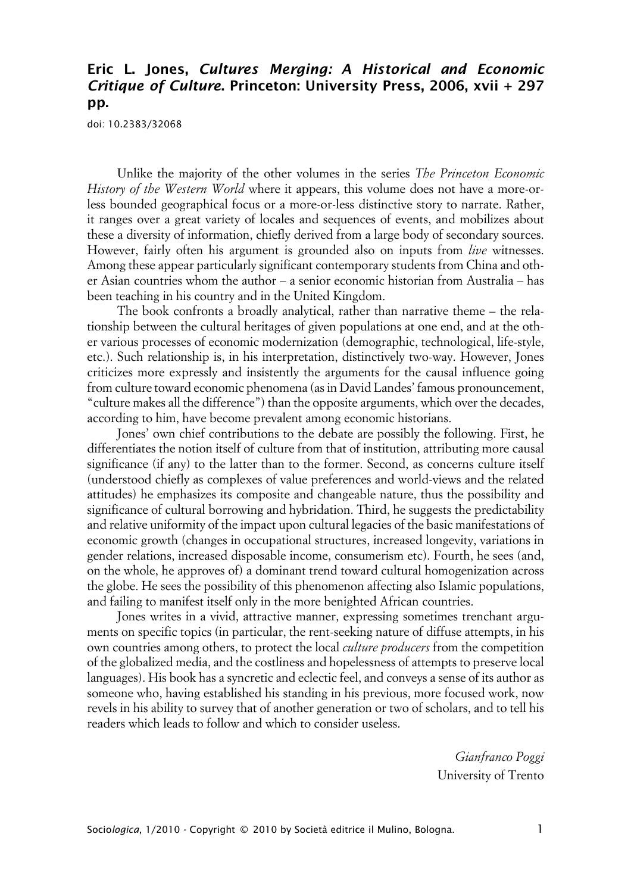# **Eric L. Jones, *Cultures Merging: A Historical and Economic Critique of Culture*. Princeton: University Press, 2006, xvii + 297 pp.**

doi: 10.2383/32068

Unlike the majority of the other volumes in the series *The Princeton Economic History of the Western World* where it appears, this volume does not have a more-or-less bounded geographical focus or a more-or-less distinctive story to narrate. Rather, it ranges over a great variety of locales and sequences of events, and mobilizes about these a diversity of information, chiefly derived from a large body of secondary sources. However, fairly often his argument is grounded also on inputs from *live* witnesses. Among these appear particularly significant contemporary students from China and other Asian countries whom the author – a senior economic historian from Australia – has been teaching in his country and in the United Kingdom.

The book confronts a broadly analytical, rather than narrative theme – the relationship between the cultural heritages of given populations at one end, and at the other various processes of economic modernization (demographic, technological, life-style, etc.). Such relationship is, in his interpretation, distinctively two-way. However, Jones criticizes more expressly and insistently the arguments for the causal influence going from culture toward economic phenomena (as in David Landes' famous pronouncement, "culture makes all the difference") than the opposite arguments, which over the decades, according to him, have become prevalent among economic historians.

Jones' own chief contributions to the debate are possibly the following. First, he differentiates the notion itself of culture from that of institution, attributing more causal significance (if any) to the latter than to the former. Second, as concerns culture itself (understood chiefly as complexes of value preferences and world-views and the related attitudes) he emphasizes its composite and changeable nature, thus the possibility and significance of cultural borrowing and hybridation. Third, he suggests the predictability and relative uniformity of the impact upon cultural legacies of the basic manifestations of economic growth (changes in occupational structures, increased longevity, variations in gender relations, increased disposable income, consumerism etc). Fourth, he sees (and, on the whole, he approves of) a dominant trend toward cultural homogenization across the globe. He sees the possibility of this phenomenon affecting also Islamic populations, and failing to manifest itself only in the more benighted African countries.

Jones writes in a vivid, attractive manner, expressing sometimes trenchant arguments on specific topics (in particular, the rent-seeking nature of diffuse attempts, in his own countries among others, to protect the local *culture producers* from the competition of the globalized media, and the costliness and hopelessness of attempts to preserve local languages). His book has a syncretic and eclectic feel, and conveys a sense of its author as someone who, having established his standing in his previous, more focused work, now revels in his ability to survey that of another generation or two of scholars, and to tell his readers which leads to follow and which to consider useless.

*Gianfranco Poggi*
University of Trento